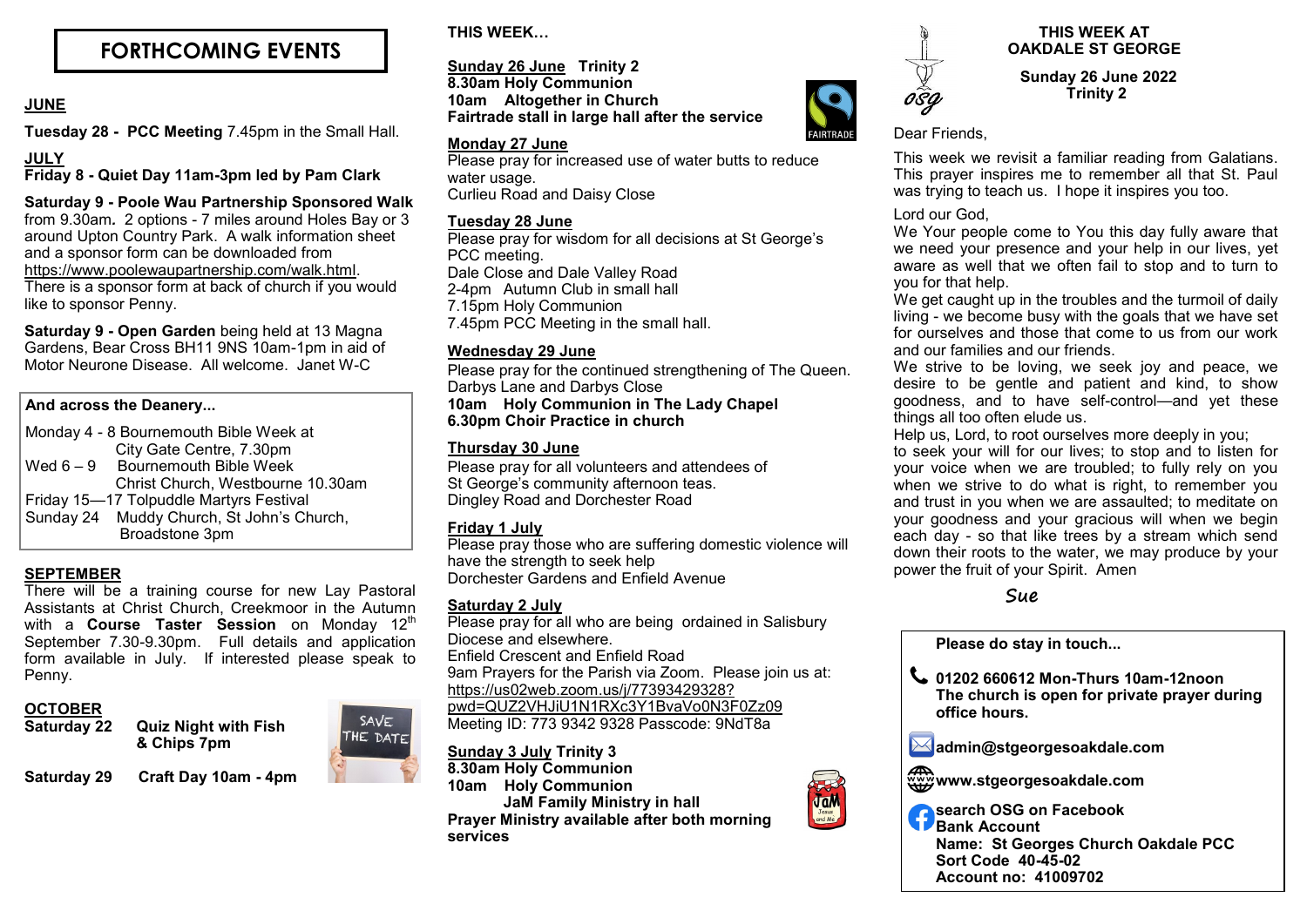# FORTHCOMING EVENTS

**JUNE**

**Tuesday 28 - PCC Meeting** 7.45pm in the Small Hall.

**JULY**

**Friday 8 - Quiet Day 11am-3pm led by Pam Clark**

**Saturday 9 - Poole Wau Partnership Sponsored Walk** from 9.30am*.* 2 options - 7 miles around Holes Bay or 3 around Upton Country Park. A walk information sheet and a sponsor form can be downloaded from https://www.poolewaupartnership.com/walk.html. There is a sponsor form at back of church if you would like to sponsor Penny.

**Saturday 9 - Open Garden** being held at 13 Magna Gardens, Bear Cross BH11 9NS 10am-1pm in aid of Motor Neurone Disease. All welcome. Janet W-C

**And across the Deanery...**

Monday 4 - 8 Bournemouth Bible Week at City Gate Centre, 7.30pm
Wed 6 – 9 Bournemouth Bible Week Christ Church, Westbourne 10.30am
Friday 15—17 Tolpuddle Martyrs Festival
Sunday 24 Muddy Church, St John's Church, Broadstone 3pm

**SEPTEMBER**

There will be a training course for new Lay Pastoral Assistants at Christ Church, Creekmoor in the Autumn with a **Course Taster Session** on Monday 12th September 7.30-9.30pm. Full details and application form available in July. If interested please speak to Penny.

**OCTOBER**

**Saturday 22 Quiz Night with Fish & Chips 7pm**

**Saturday 29 Craft Day 10am - 4pm**

**THIS WEEK…**

**Sunday 26 June Trinity 2**
**8.30am Holy Communion**
**10am Altogether in Church**
**Fairtrade stall in large hall after the service**

**Monday 27 June**
Please pray for increased use of water butts to reduce water usage.
Curlieu Road and Daisy Close

**Tuesday 28 June**
Please pray for wisdom for all decisions at St George's PCC meeting.
Dale Close and Dale Valley Road
2-4pm Autumn Club in small hall
7.15pm Holy Communion
7.45pm PCC Meeting in the small hall.

**Wednesday 29 June**
Please pray for the continued strengthening of The Queen.
Darbys Lane and Darbys Close
**10am Holy Communion in The Lady Chapel**
**6.30pm Choir Practice in church**

**Thursday 30 June**
Please pray for all volunteers and attendees of St George's community afternoon teas.
Dingley Road and Dorchester Road

**Friday 1 July**
Please pray those who are suffering domestic violence will have the strength to seek help
Dorchester Gardens and Enfield Avenue

**Saturday 2 July**
Please pray for all who are being ordained in Salisbury Diocese and elsewhere.
Enfield Crescent and Enfield Road
9am Prayers for the Parish via Zoom. Please join us at: https://us02web.zoom.us/j/77393429328?pwd=QUZ2VHJiU1N1RXc3Y1BvaVo0N3F0Zz09
Meeting ID: 773 9342 9328 Passcode: 9NdT8a

**Sunday 3 July Trinity 3**
**8.30am Holy Communion**
**10am Holy Communion**
**JaM Family Ministry in hall**
**Prayer Ministry available after both morning services**

## THIS WEEK AT OAKDALE ST GEORGE

**Sunday 26 June 2022**
**Trinity 2**

Dear Friends,

This week we revisit a familiar reading from Galatians. This prayer inspires me to remember all that St. Paul was trying to teach us. I hope it inspires you too.

Lord our God,
We Your people come to You this day fully aware that we need your presence and your help in our lives, yet aware as well that we often fail to stop and to turn to you for that help.
We get caught up in the troubles and the turmoil of daily living - we become busy with the goals that we have set for ourselves and those that come to us from our work and our families and our friends.
We strive to be loving, we seek joy and peace, we desire to be gentle and patient and kind, to show goodness, and to have self-control—and yet these things all too often elude us.
Help us, Lord, to root ourselves more deeply in you; to seek your will for our lives; to stop and to listen for your voice when we are troubled; to fully rely on you when we strive to do what is right, to remember you and trust in you when we are assaulted; to meditate on your goodness and your gracious will when we begin each day - so that like trees by a stream which send down their roots to the water, we may produce by your power the fruit of your Spirit. Amen

*Sue*

**Please do stay in touch...**

**01202 660612 Mon-Thurs 10am-12noon**
**The church is open for private prayer during office hours.**

**admin@stgeorgesoakdale.com**

**www.stgeorgesoakdale.com**

**search OSG on Facebook**
**Bank Account**
**Name: St Georges Church Oakdale PCC**
**Sort Code 40-45-02**
**Account no: 41009702**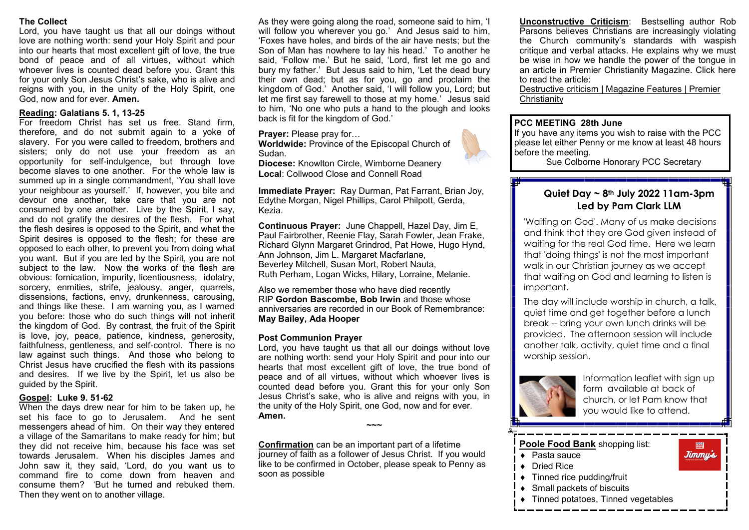**The Collect**

Lord, you have taught us that all our doings without love are nothing worth: send your Holy Spirit and pour into our hearts that most excellent gift of love, the true bond of peace and of all virtues, without which whoever lives is counted dead before you. Grant this for your only Son Jesus Christ's sake, who is alive and reigns with you, in the unity of the Holy Spirit, one God, now and for ever. **Amen.**

**Reading: Galatians 5. 1, 13-25**

For freedom Christ has set us free. Stand firm, therefore, and do not submit again to a yoke of slavery. For you were called to freedom, brothers and sisters; only do not use your freedom as an opportunity for self-indulgence, but through love become slaves to one another. For the whole law is summed up in a single commandment, 'You shall love your neighbour as yourself.' If, however, you bite and devour one another, take care that you are not consumed by one another. Live by the Spirit, I say, and do not gratify the desires of the flesh. For what the flesh desires is opposed to the Spirit, and what the Spirit desires is opposed to the flesh; for these are opposed to each other, to prevent you from doing what you want. But if you are led by the Spirit, you are not subject to the law. Now the works of the flesh are obvious: fornication, impurity, licentiousness, idolatry, sorcery, enmities, strife, jealousy, anger, quarrels, dissensions, factions, envy, drunkenness, carousing, and things like these. I am warning you, as I warned you before: those who do such things will not inherit the kingdom of God. By contrast, the fruit of the Spirit is love, joy, peace, patience, kindness, generosity, faithfulness, gentleness, and self-control. There is no law against such things. And those who belong to Christ Jesus have crucified the flesh with its passions and desires. If we live by the Spirit, let us also be guided by the Spirit.

**Gospel: Luke 9. 51-62**

When the days drew near for him to be taken up, he set his face to go to Jerusalem. And he sent messengers ahead of him. On their way they entered a village of the Samaritans to make ready for him; but they did not receive him, because his face was set towards Jerusalem. When his disciples James and John saw it, they said, 'Lord, do you want us to command fire to come down from heaven and consume them? 'But he turned and rebuked them. Then they went on to another village.

As they were going along the road, someone said to him, 'I will follow you wherever you go.' And Jesus said to him, 'Foxes have holes, and birds of the air have nests; but the Son of Man has nowhere to lay his head.' To another he said, 'Follow me.' But he said, 'Lord, first let me go and bury my father.' But Jesus said to him, 'Let the dead bury their own dead; but as for you, go and proclaim the kingdom of God.' Another said, 'I will follow you, Lord; but let me first say farewell to those at my home.' Jesus said to him, 'No one who puts a hand to the plough and looks back is fit for the kingdom of God.'

**Prayer:** Please pray for…

**Worldwide:** Province of the Episcopal Church of Sudan.

**Diocese:** Knowlton Circle, Wimborne Deanery

**Local**: Collwood Close and Connell Road

**Immediate Prayer:** Ray Durman, Pat Farrant, Brian Joy, Edythe Morgan, Nigel Phillips, Carol Philpott, Gerda, Kezia.

**Continuous Prayer:** June Chappell, Hazel Day, Jim E, Paul Fairbrother, Reenie Flay, Sarah Fowler, Jean Frake, Richard Glynn Margaret Grindrod, Pat Howe, Hugo Hynd, Ann Johnson, Jim L. Margaret Macfarlane, Beverley Mitchell, Susan Mort, Robert Nauta, Ruth Perham, Logan Wicks, Hilary, Lorraine, Melanie.

Also we remember those who have died recently RIP **Gordon Bascombe, Bob Irwin** and those whose anniversaries are recorded in our Book of Remembrance: **May Bailey, Ada Hooper**

**Post Communion Prayer**

Lord, you have taught us that all our doings without love are nothing worth: send your Holy Spirit and pour into our hearts that most excellent gift of love, the true bond of peace and of all virtues, without which whoever lives is counted dead before you. Grant this for your only Son Jesus Christ's sake, who is alive and reigns with you, in the unity of the Holy Spirit, one God, now and for ever. **Amen.**

~~~

**Confirmation** can be an important part of a lifetime journey of faith as a follower of Jesus Christ. If you would like to be confirmed in October, please speak to Penny as soon as possible

**Unconstructive Criticism**: Bestselling author Rob Parsons believes Christians are increasingly violating the Church community's standards with waspish critique and verbal attacks. He explains why we must be wise in how we handle the power of the tongue in an article in Premier Christianity Magazine. Click here to read the article:

Destructive criticism | Magazine Features | Premier Christianity

**PCC MEETING 28th June**

If you have any items you wish to raise with the PCC please let either Penny or me know at least 48 hours before the meeting.

Sue Colborne Honorary PCC Secretary

## Quiet Day ~ 8th July 2022 11am-3pm
## Led by Pam Clark LLM

'Waiting on God'. Many of us make decisions and think that they are God given instead of waiting for the real God time. Here we learn that 'doing things' is not the most important walk in our Christian journey as we accept that waiting on God and learning to listen is important.

The day will include worship in church, a talk, quiet time and get together before a lunch break -- bring your own lunch drinks will be provided. The afternoon session will include another talk, activity, quiet time and a final worship session.

Information leaflet with sign up form available at back of church, or let Pam know that you would like to attend.

**Poole Food Bank** shopping list:

- Pasta sauce
- Dried Rice
- Tinned rice pudding/fruit
- Small packets of biscuits
- Tinned potatoes, Tinned vegetables